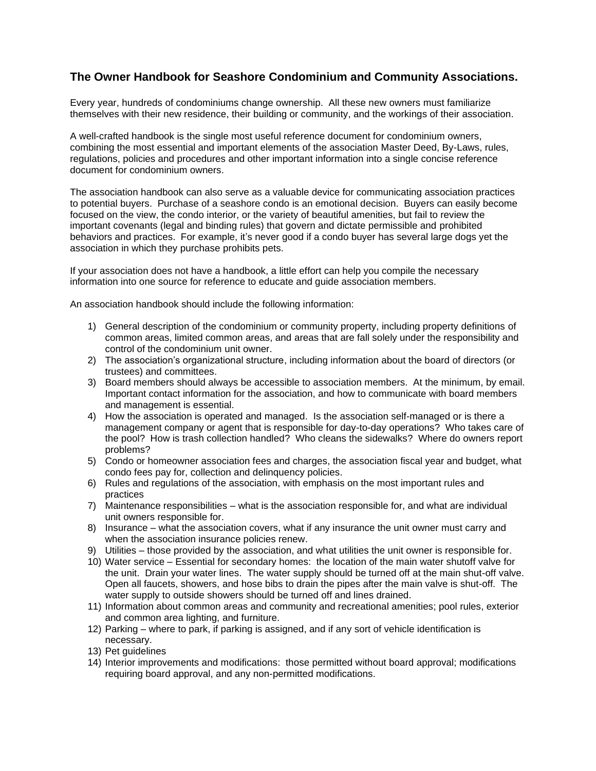# The Owner Handbook for Seashore Condominium and Community Associations.

Every year, hundreds of condominiums change ownership. All these new owners must familiarize themselves with their new residence, their building or community, and the workings of their association.

A well-crafted handbook is the single most useful reference document for condominium owners, combining the most essential and important elements of the association Master Deed, By-Laws, rules, regulations, policies and procedures and other important information into a single concise reference document for condominium owners.

The association handbook can also serve as a valuable device for communicating association practices to potential buyers. Purchase of a seashore condo is an emotional decision. Buyers can easily become focused on the view, the condo interior, or the variety of beautiful amenities, but fail to review the important covenants (legal and binding rules) that govern and dictate permissible and prohibited behaviors and practices. For example, it's never good if a condo buyer has several large dogs yet the association in which they purchase prohibits pets.

If your association does not have a handbook, a little effort can help you compile the necessary information into one source for reference to educate and guide association members.

An association handbook should include the following information:

1) General description of the condominium or community property, including property definitions of common areas, limited common areas, and areas that are fall solely under the responsibility and control of the condominium unit owner.
2) The association's organizational structure, including information about the board of directors (or trustees) and committees.
3) Board members should always be accessible to association members. At the minimum, by email. Important contact information for the association, and how to communicate with board members and management is essential.
4) How the association is operated and managed. Is the association self-managed or is there a management company or agent that is responsible for day-to-day operations? Who takes care of the pool? How is trash collection handled? Who cleans the sidewalks? Where do owners report problems?
5) Condo or homeowner association fees and charges, the association fiscal year and budget, what condo fees pay for, collection and delinquency policies.
6) Rules and regulations of the association, with emphasis on the most important rules and practices
7) Maintenance responsibilities – what is the association responsible for, and what are individual unit owners responsible for.
8) Insurance – what the association covers, what if any insurance the unit owner must carry and when the association insurance policies renew.
9) Utilities – those provided by the association, and what utilities the unit owner is responsible for.
10) Water service – Essential for secondary homes: the location of the main water shutoff valve for the unit. Drain your water lines. The water supply should be turned off at the main shut-off valve. Open all faucets, showers, and hose bibs to drain the pipes after the main valve is shut-off. The water supply to outside showers should be turned off and lines drained.
11) Information about common areas and community and recreational amenities; pool rules, exterior and common area lighting, and furniture.
12) Parking – where to park, if parking is assigned, and if any sort of vehicle identification is necessary.
13) Pet guidelines
14) Interior improvements and modifications: those permitted without board approval; modifications requiring board approval, and any non-permitted modifications.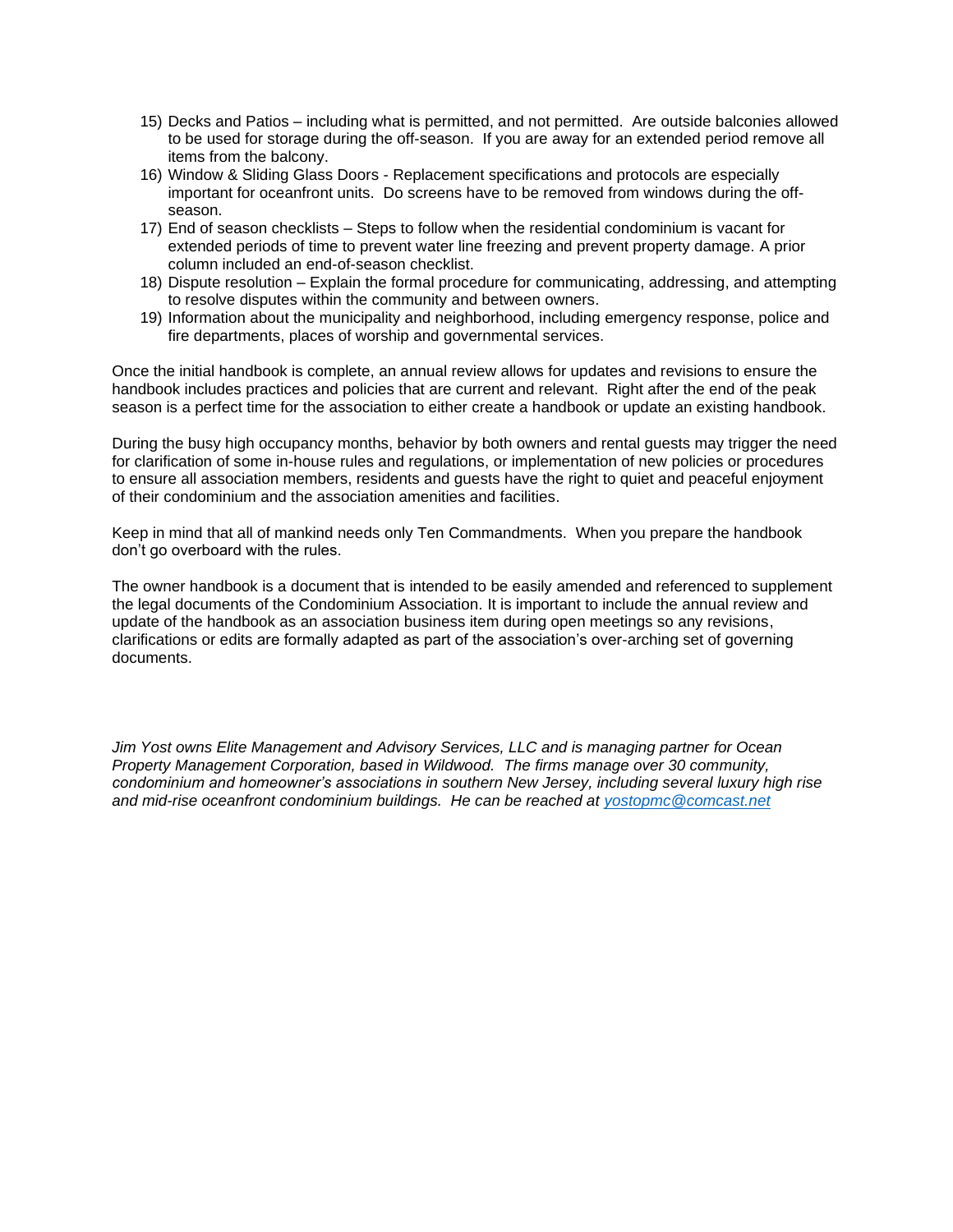15) Decks and Patios – including what is permitted, and not permitted. Are outside balconies allowed to be used for storage during the off-season. If you are away for an extended period remove all items from the balcony.
16) Window & Sliding Glass Doors - Replacement specifications and protocols are especially important for oceanfront units. Do screens have to be removed from windows during the off-season.
17) End of season checklists – Steps to follow when the residential condominium is vacant for extended periods of time to prevent water line freezing and prevent property damage. A prior column included an end-of-season checklist.
18) Dispute resolution – Explain the formal procedure for communicating, addressing, and attempting to resolve disputes within the community and between owners.
19) Information about the municipality and neighborhood, including emergency response, police and fire departments, places of worship and governmental services.

Once the initial handbook is complete, an annual review allows for updates and revisions to ensure the handbook includes practices and policies that are current and relevant. Right after the end of the peak season is a perfect time for the association to either create a handbook or update an existing handbook.

During the busy high occupancy months, behavior by both owners and rental guests may trigger the need for clarification of some in-house rules and regulations, or implementation of new policies or procedures to ensure all association members, residents and guests have the right to quiet and peaceful enjoyment of their condominium and the association amenities and facilities.

Keep in mind that all of mankind needs only Ten Commandments. When you prepare the handbook don't go overboard with the rules.

The owner handbook is a document that is intended to be easily amended and referenced to supplement the legal documents of the Condominium Association. It is important to include the annual review and update of the handbook as an association business item during open meetings so any revisions, clarifications or edits are formally adapted as part of the association's over-arching set of governing documents.

*Jim Yost owns Elite Management and Advisory Services, LLC and is managing partner for Ocean Property Management Corporation, based in Wildwood. The firms manage over 30 community, condominium and homeowner's associations in southern New Jersey, including several luxury high rise and mid-rise oceanfront condominium buildings. He can be reached at [yostopmc@comcast.net](mailto:yostopmc@comcast.net)*